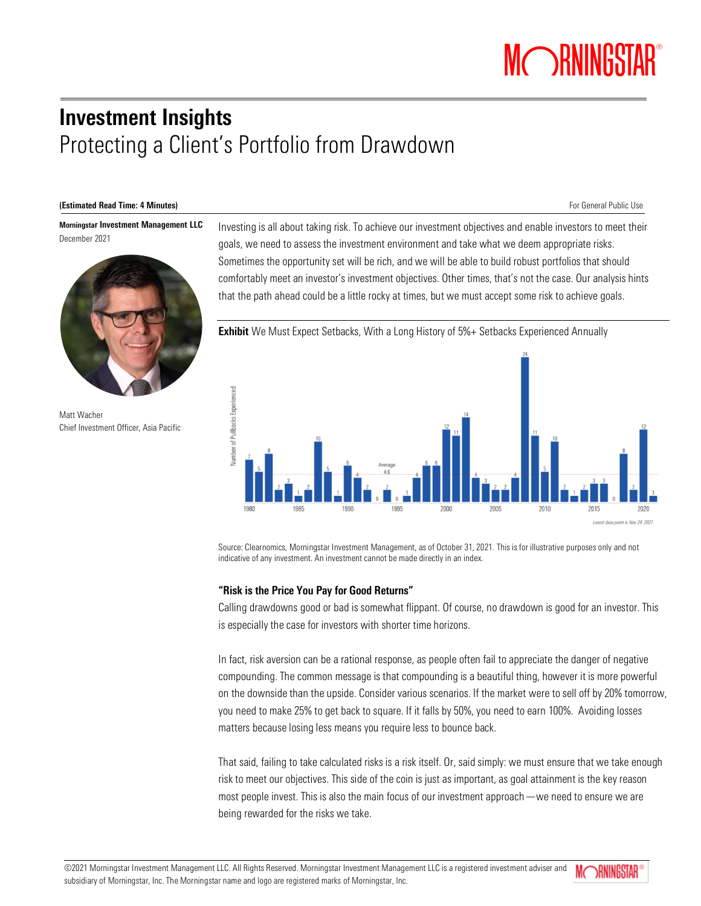# Investment Insights

## Protecting a Client's Portfolio from Drawdown

**(Estimated Read Time: 4 Minutes)**

For General Public Use

**Morningstar Investment Management LLC**
December 2021

Matt Wacher
Chief Investment Officer, Asia Pacific

Investing is all about taking risk. To achieve our investment objectives and enable investors to meet their goals, we need to assess the investment environment and take what we deem appropriate risks. Sometimes the opportunity set will be rich, and we will be able to build robust portfolios that should comfortably meet an investor's investment objectives. Other times, that's not the case. Our analysis hints that the path ahead could be a little rocky at times, but we must accept some risk to achieve goals.

**Exhibit** We Must Expect Setbacks, With a Long History of 5%+ Setbacks Experienced Annually

Number of Pullbacks Experienced (Average 4.6; latest data point is Nov 24, 2021)

| Year | Pullbacks |
|---|---|
| 1980 | 7 |
| 1981 | 5 |
| 1982 | 8 |
| 1983 | 2 |
| 1984 | 3 |
| 1985 | 1 |
| 1986 | 2 |
| 1987 | 10 |
| 1988 | 5 |
| 1989 | 1 |
| 1990 | 6 |
| 1991 | 4 |
| 1992 | 2 |
| 1993 | 0 |
| 1994 | 2 |
| 1995 | 0 |
| 1996 | 1 |
| 1997 | 4 |
| 1998 | 6 |
| 1999 | 6 |
| 2000 | 12 |
| 2001 | 11 |
| 2002 | 14 |
| 2003 | 4 |
| 2004 | 3 |
| 2005 | 2 |
| 2006 | 2 |
| 2007 | 4 |
| 2008 | 24 |
| 2009 | 11 |
| 2010 | 10 |
| 2011 | 5 |
| 2012 | 2 |
| 2013 | 1 |
| 2014 | 2 |
| 2015 | 3 |
| 2016 | 3 |
| 2017 | 0 |
| 2018 | 8 |
| 2019 | 2 |
| 2020 | 12 |
| 2021 | 1 |

Source: Clearnomics, Morningstar Investment Management, as of October 31, 2021. This is for illustrative purposes only and not indicative of any investment. An investment cannot be made directly in an index.

### "Risk is the Price You Pay for Good Returns"

Calling drawdowns good or bad is somewhat flippant. Of course, no drawdown is good for an investor. This is especially the case for investors with shorter time horizons.

In fact, risk aversion can be a rational response, as people often fail to appreciate the danger of negative compounding. The common message is that compounding is a beautiful thing, however it is more powerful on the downside than the upside. Consider various scenarios. If the market were to sell off by 20% tomorrow, you need to make 25% to get back to square. If it falls by 50%, you need to earn 100%. Avoiding losses matters because losing less means you require less to bounce back.

That said, failing to take calculated risks is a risk itself. Or, said simply: we must ensure that we take enough risk to meet our objectives. This side of the coin is just as important, as goal attainment is the key reason most people invest. This is also the main focus of our investment approach—we need to ensure we are being rewarded for the risks we take.

©2021 Morningstar Investment Management LLC. All Rights Reserved. Morningstar Investment Management LLC is a registered investment adviser and subsidiary of Morningstar, Inc. The Morningstar name and logo are registered marks of Morningstar, Inc.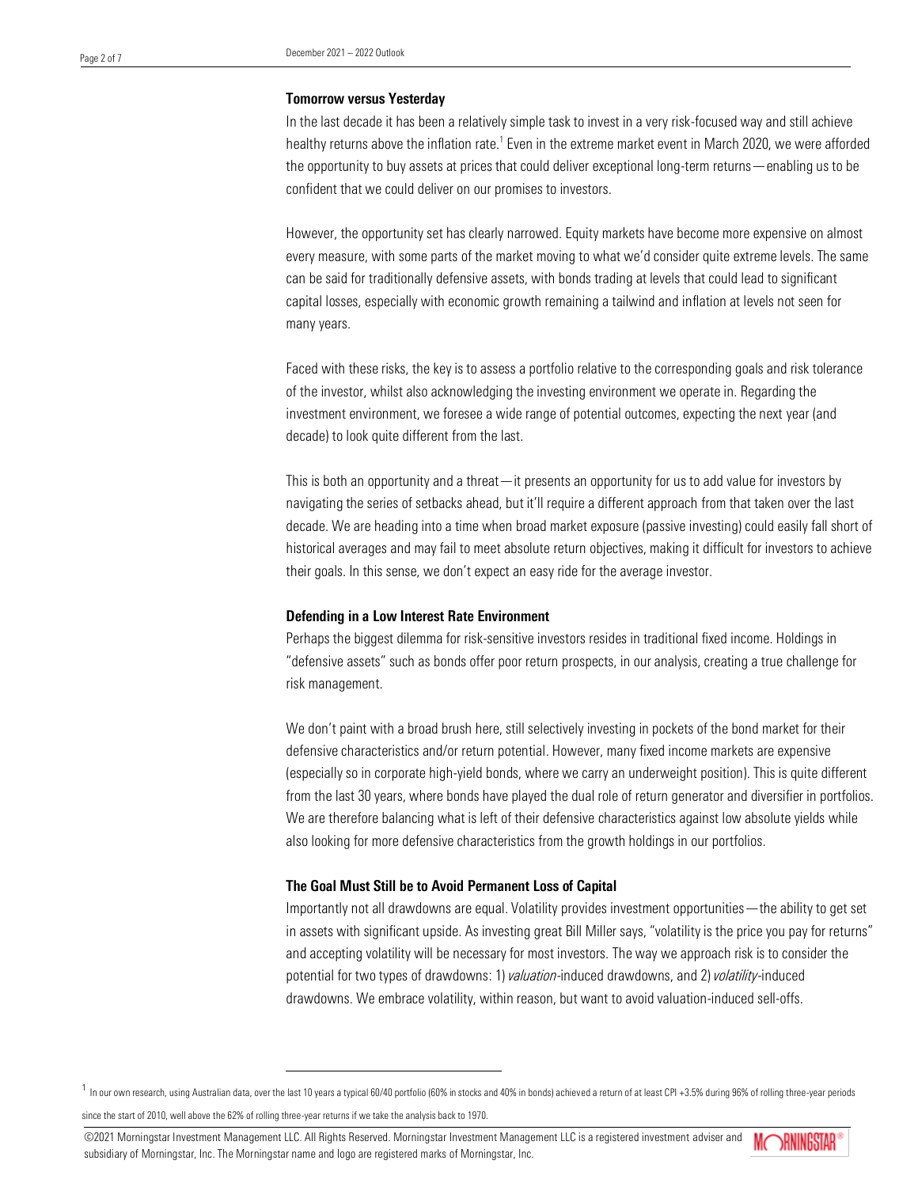### Tomorrow versus Yesterday

In the last decade it has been a relatively simple task to invest in a very risk-focused way and still achieve healthy returns above the inflation rate.[1] Even in the extreme market event in March 2020, we were afforded the opportunity to buy assets at prices that could deliver exceptional long-term returns—enabling us to be confident that we could deliver on our promises to investors.

However, the opportunity set has clearly narrowed. Equity markets have become more expensive on almost every measure, with some parts of the market moving to what we'd consider quite extreme levels. The same can be said for traditionally defensive assets, with bonds trading at levels that could lead to significant capital losses, especially with economic growth remaining a tailwind and inflation at levels not seen for many years.

Faced with these risks, the key is to assess a portfolio relative to the corresponding goals and risk tolerance of the investor, whilst also acknowledging the investing environment we operate in. Regarding the investment environment, we foresee a wide range of potential outcomes, expecting the next year (and decade) to look quite different from the last.

This is both an opportunity and a threat—it presents an opportunity for us to add value for investors by navigating the series of setbacks ahead, but it'll require a different approach from that taken over the last decade. We are heading into a time when broad market exposure (passive investing) could easily fall short of historical averages and may fail to meet absolute return objectives, making it difficult for investors to achieve their goals. In this sense, we don't expect an easy ride for the average investor.

### Defending in a Low Interest Rate Environment

Perhaps the biggest dilemma for risk-sensitive investors resides in traditional fixed income. Holdings in "defensive assets" such as bonds offer poor return prospects, in our analysis, creating a true challenge for risk management.

We don't paint with a broad brush here, still selectively investing in pockets of the bond market for their defensive characteristics and/or return potential. However, many fixed income markets are expensive (especially so in corporate high-yield bonds, where we carry an underweight position). This is quite different from the last 30 years, where bonds have played the dual role of return generator and diversifier in portfolios. We are therefore balancing what is left of their defensive characteristics against low absolute yields while also looking for more defensive characteristics from the growth holdings in our portfolios.

### The Goal Must Still be to Avoid Permanent Loss of Capital

Importantly not all drawdowns are equal. Volatility provides investment opportunities—the ability to get set in assets with significant upside. As investing great Bill Miller says, "volatility is the price you pay for returns" and accepting volatility will be necessary for most investors. The way we approach risk is to consider the potential for two types of drawdowns: 1) *valuation*-induced drawdowns, and 2) *volatility*-induced drawdowns. We embrace volatility, within reason, but want to avoid valuation-induced sell-offs.

---

[1] In our own research, using Australian data, over the last 10 years a typical 60/40 portfolio (60% in stocks and 40% in bonds) achieved a return of at least CPI +3.5% during 96% of rolling three-year periods since the start of 2010, well above the 62% of rolling three-year returns if we take the analysis back to 1970.

©2021 Morningstar Investment Management LLC. All Rights Reserved. Morningstar Investment Management LLC is a registered investment adviser and subsidiary of Morningstar, Inc. The Morningstar name and logo are registered marks of Morningstar, Inc.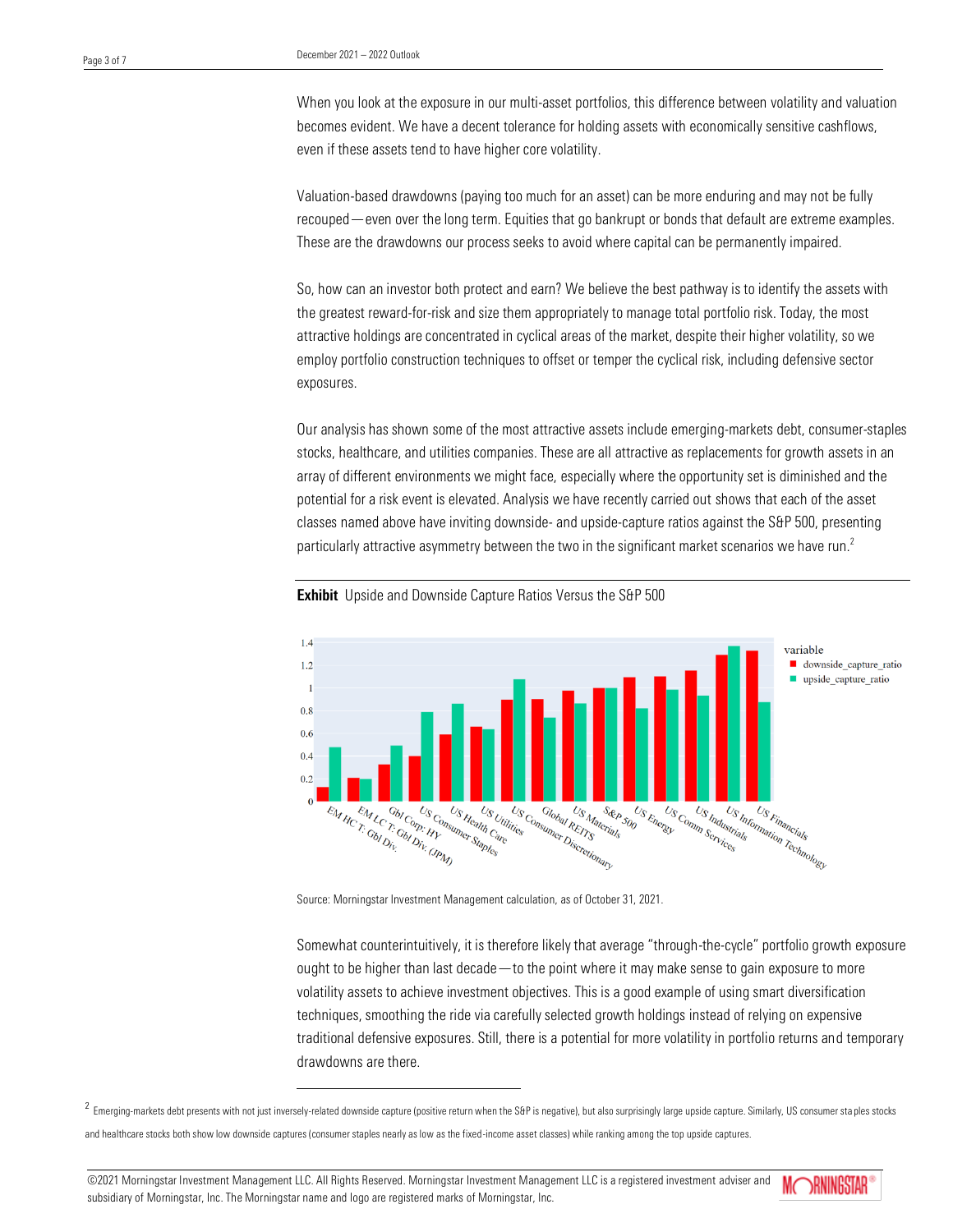When you look at the exposure in our multi-asset portfolios, this difference between volatility and valuation becomes evident. We have a decent tolerance for holding assets with economically sensitive cashflows, even if these assets tend to have higher core volatility.

Valuation-based drawdowns (paying too much for an asset) can be more enduring and may not be fully recouped—even over the long term. Equities that go bankrupt or bonds that default are extreme examples. These are the drawdowns our process seeks to avoid where capital can be permanently impaired.

So, how can an investor both protect and earn? We believe the best pathway is to identify the assets with the greatest reward-for-risk and size them appropriately to manage total portfolio risk. Today, the most attractive holdings are concentrated in cyclical areas of the market, despite their higher volatility, so we employ portfolio construction techniques to offset or temper the cyclical risk, including defensive sector exposures.

Our analysis has shown some of the most attractive assets include emerging-markets debt, consumer-staples stocks, healthcare, and utilities companies. These are all attractive as replacements for growth assets in an array of different environments we might face, especially where the opportunity set is diminished and the potential for a risk event is elevated. Analysis we have recently carried out shows that each of the asset classes named above have inviting downside- and upside-capture ratios against the S&P 500, presenting particularly attractive asymmetry between the two in the significant market scenarios we have run.[2]

**Exhibit** Upside and Downside Capture Ratios Versus the S&P 500

Source: Morningstar Investment Management calculation, as of October 31, 2021.

Somewhat counterintuitively, it is therefore likely that average "through-the-cycle" portfolio growth exposure ought to be higher than last decade—to the point where it may make sense to gain exposure to more volatility assets to achieve investment objectives. This is a good example of using smart diversification techniques, smoothing the ride via carefully selected growth holdings instead of relying on expensive traditional defensive exposures. Still, there is a potential for more volatility in portfolio returns and temporary drawdowns are there.

[2] Emerging-markets debt presents with not just inversely-related downside capture (positive return when the S&P is negative), but also surprisingly large upside capture. Similarly, US consumer staples stocks and healthcare stocks both show low downside captures (consumer staples nearly as low as the fixed-income asset classes) while ranking among the top upside captures.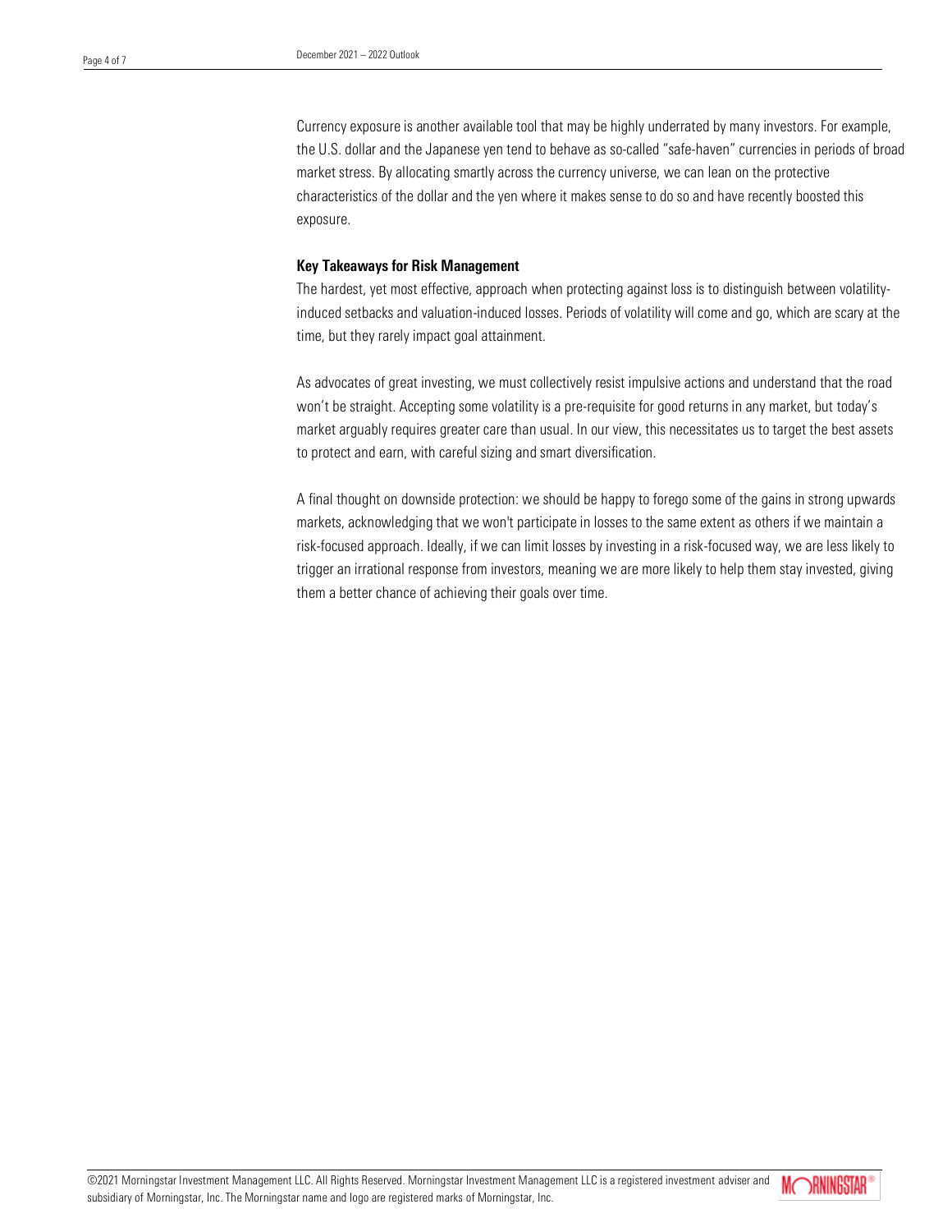Currency exposure is another available tool that may be highly underrated by many investors. For example, the U.S. dollar and the Japanese yen tend to behave as so-called "safe-haven" currencies in periods of broad market stress. By allocating smartly across the currency universe, we can lean on the protective characteristics of the dollar and the yen where it makes sense to do so and have recently boosted this exposure.

**Key Takeaways for Risk Management**

The hardest, yet most effective, approach when protecting against loss is to distinguish between volatility-induced setbacks and valuation-induced losses. Periods of volatility will come and go, which are scary at the time, but they rarely impact goal attainment.

As advocates of great investing, we must collectively resist impulsive actions and understand that the road won't be straight. Accepting some volatility is a pre-requisite for good returns in any market, but today's market arguably requires greater care than usual. In our view, this necessitates us to target the best assets to protect and earn, with careful sizing and smart diversification.

A final thought on downside protection: we should be happy to forego some of the gains in strong upwards markets, acknowledging that we won't participate in losses to the same extent as others if we maintain a risk-focused approach. Ideally, if we can limit losses by investing in a risk-focused way, we are less likely to trigger an irrational response from investors, meaning we are more likely to help them stay invested, giving them a better chance of achieving their goals over time.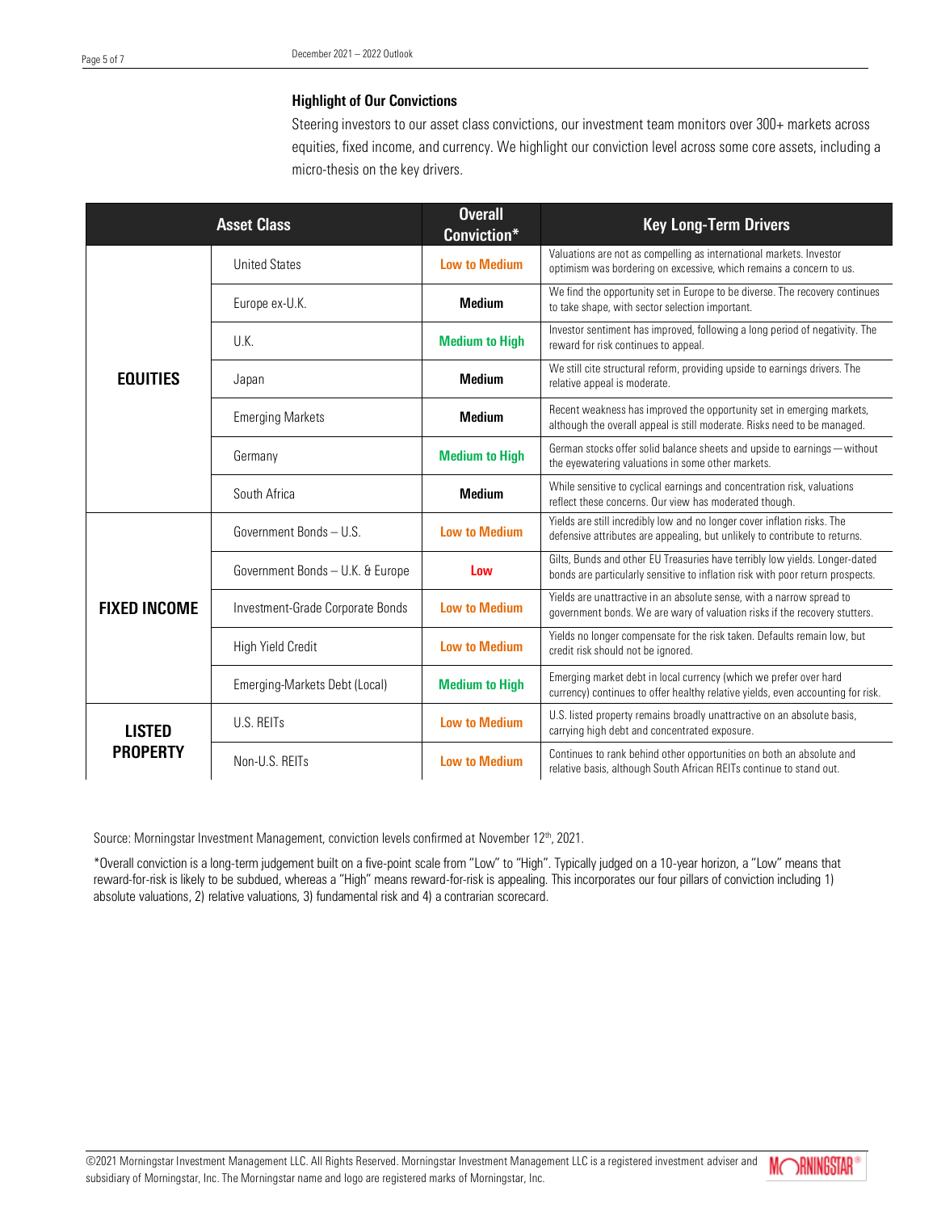### Highlight of Our Convictions

Steering investors to our asset class convictions, our investment team monitors over 300+ markets across equities, fixed income, and currency. We highlight our conviction level across some core assets, including a micro-thesis on the key drivers.

| Asset Class | | Overall Conviction* | Key Long-Term Drivers |
|---|---|---|---|
| **EQUITIES** | United States | **Low to Medium** | Valuations are not as compelling as international markets. Investor optimism was bordering on excessive, which remains a concern to us. |
| | Europe ex-U.K. | **Medium** | We find the opportunity set in Europe to be diverse. The recovery continues to take shape, with sector selection important. |
| | U.K. | **Medium to High** | Investor sentiment has improved, following a long period of negativity. The reward for risk continues to appeal. |
| | Japan | **Medium** | We still cite structural reform, providing upside to earnings drivers. The relative appeal is moderate. |
| | Emerging Markets | **Medium** | Recent weakness has improved the opportunity set in emerging markets, although the overall appeal is still moderate. Risks need to be managed. |
| | Germany | **Medium to High** | German stocks offer solid balance sheets and upside to earnings—without the eyewatering valuations in some other markets. |
| | South Africa | **Medium** | While sensitive to cyclical earnings and concentration risk, valuations reflect these concerns. Our view has moderated though. |
| **FIXED INCOME** | Government Bonds – U.S. | **Low to Medium** | Yields are still incredibly low and no longer cover inflation risks. The defensive attributes are appealing, but unlikely to contribute to returns. |
| | Government Bonds – U.K. & Europe | **Low** | Gilts, Bunds and other EU Treasuries have terribly low yields. Longer-dated bonds are particularly sensitive to inflation risk with poor return prospects. |
| | Investment-Grade Corporate Bonds | **Low to Medium** | Yields are unattractive in an absolute sense, with a narrow spread to government bonds. We are wary of valuation risks if the recovery stutters. |
| | High Yield Credit | **Low to Medium** | Yields no longer compensate for the risk taken. Defaults remain low, but credit risk should not be ignored. |
| | Emerging-Markets Debt (Local) | **Medium to High** | Emerging market debt in local currency (which we prefer over hard currency) continues to offer healthy relative yields, even accounting for risk. |
| **LISTED PROPERTY** | U.S. REITs | **Low to Medium** | U.S. listed property remains broadly unattractive on an absolute basis, carrying high debt and concentrated exposure. |
| | Non-U.S. REITs | **Low to Medium** | Continues to rank behind other opportunities on both an absolute and relative basis, although South African REITs continue to stand out. |

Source: Morningstar Investment Management, conviction levels confirmed at November 12th, 2021.

*Overall conviction is a long-term judgement built on a five-point scale from "Low" to "High". Typically judged on a 10-year horizon, a "Low" means that reward-for-risk is likely to be subdued, whereas a "High" means reward-for-risk is appealing. This incorporates our four pillars of conviction including 1) absolute valuations, 2) relative valuations, 3) fundamental risk and 4) a contrarian scorecard.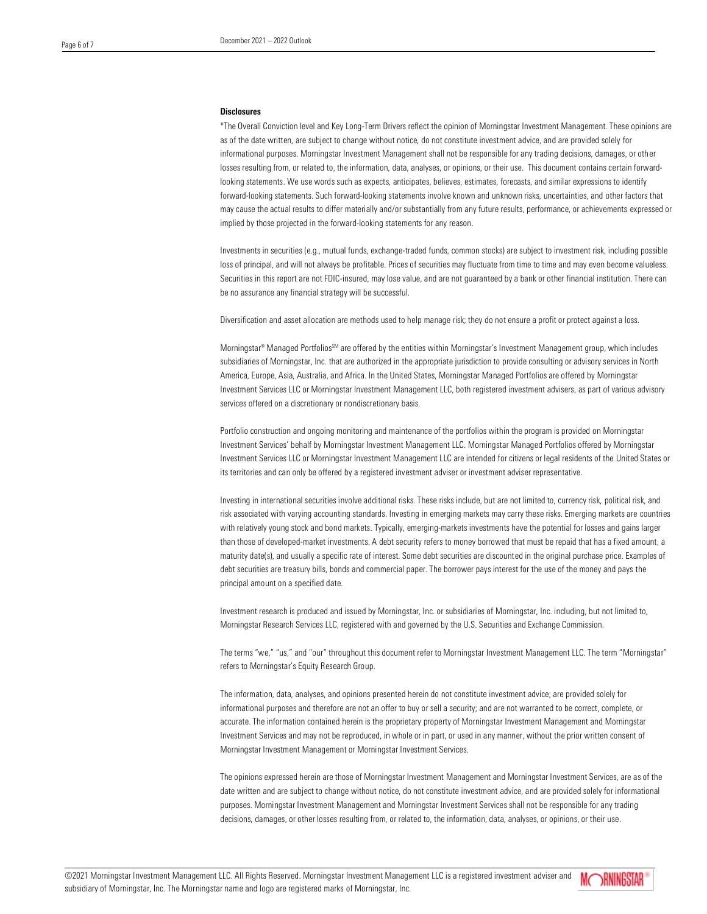**Disclosures**

*The Overall Conviction level and Key Long-Term Drivers reflect the opinion of Morningstar Investment Management. These opinions are as of the date written, are subject to change without notice, do not constitute investment advice, and are provided solely for informational purposes. Morningstar Investment Management shall not be responsible for any trading decisions, damages, or other losses resulting from, or related to, the information, data, analyses, or opinions, or their use. This document contains certain forward-looking statements. We use words such as expects, anticipates, believes, estimates, forecasts, and similar expressions to identify forward-looking statements. Such forward-looking statements involve known and unknown risks, uncertainties, and other factors that may cause the actual results to differ materially and/or substantially from any future results, performance, or achievements expressed or implied by those projected in the forward-looking statements for any reason.

Investments in securities (e.g., mutual funds, exchange-traded funds, common stocks) are subject to investment risk, including possible loss of principal, and will not always be profitable. Prices of securities may fluctuate from time to time and may even become valueless. Securities in this report are not FDIC-insured, may lose value, and are not guaranteed by a bank or other financial institution. There can be no assurance any financial strategy will be successful.

Diversification and asset allocation are methods used to help manage risk; they do not ensure a profit or protect against a loss.

Morningstar® Managed Portfolios℠ are offered by the entities within Morningstar's Investment Management group, which includes subsidiaries of Morningstar, Inc. that are authorized in the appropriate jurisdiction to provide consulting or advisory services in North America, Europe, Asia, Australia, and Africa. In the United States, Morningstar Managed Portfolios are offered by Morningstar Investment Services LLC or Morningstar Investment Management LLC, both registered investment advisers, as part of various advisory services offered on a discretionary or nondiscretionary basis.

Portfolio construction and ongoing monitoring and maintenance of the portfolios within the program is provided on Morningstar Investment Services' behalf by Morningstar Investment Management LLC. Morningstar Managed Portfolios offered by Morningstar Investment Services LLC or Morningstar Investment Management LLC are intended for citizens or legal residents of the United States or its territories and can only be offered by a registered investment adviser or investment adviser representative.

Investing in international securities involve additional risks. These risks include, but are not limited to, currency risk, political risk, and risk associated with varying accounting standards. Investing in emerging markets may carry these risks. Emerging markets are countries with relatively young stock and bond markets. Typically, emerging-markets investments have the potential for losses and gains larger than those of developed-market investments. A debt security refers to money borrowed that must be repaid that has a fixed amount, a maturity date(s), and usually a specific rate of interest. Some debt securities are discounted in the original purchase price. Examples of debt securities are treasury bills, bonds and commercial paper. The borrower pays interest for the use of the money and pays the principal amount on a specified date.

Investment research is produced and issued by Morningstar, Inc. or subsidiaries of Morningstar, Inc. including, but not limited to, Morningstar Research Services LLC, registered with and governed by the U.S. Securities and Exchange Commission.

The terms "we," "us," and "our" throughout this document refer to Morningstar Investment Management LLC. The term "Morningstar" refers to Morningstar's Equity Research Group.

The information, data, analyses, and opinions presented herein do not constitute investment advice; are provided solely for informational purposes and therefore are not an offer to buy or sell a security; and are not warranted to be correct, complete, or accurate. The information contained herein is the proprietary property of Morningstar Investment Management and Morningstar Investment Services and may not be reproduced, in whole or in part, or used in any manner, without the prior written consent of Morningstar Investment Management or Morningstar Investment Services.

The opinions expressed herein are those of Morningstar Investment Management and Morningstar Investment Services, are as of the date written and are subject to change without notice, do not constitute investment advice, and are provided solely for informational purposes. Morningstar Investment Management and Morningstar Investment Services shall not be responsible for any trading decisions, damages, or other losses resulting from, or related to, the information, data, analyses, or opinions, or their use.

©2021 Morningstar Investment Management LLC. All Rights Reserved. Morningstar Investment Management LLC is a registered investment adviser and subsidiary of Morningstar, Inc. The Morningstar name and logo are registered marks of Morningstar, Inc.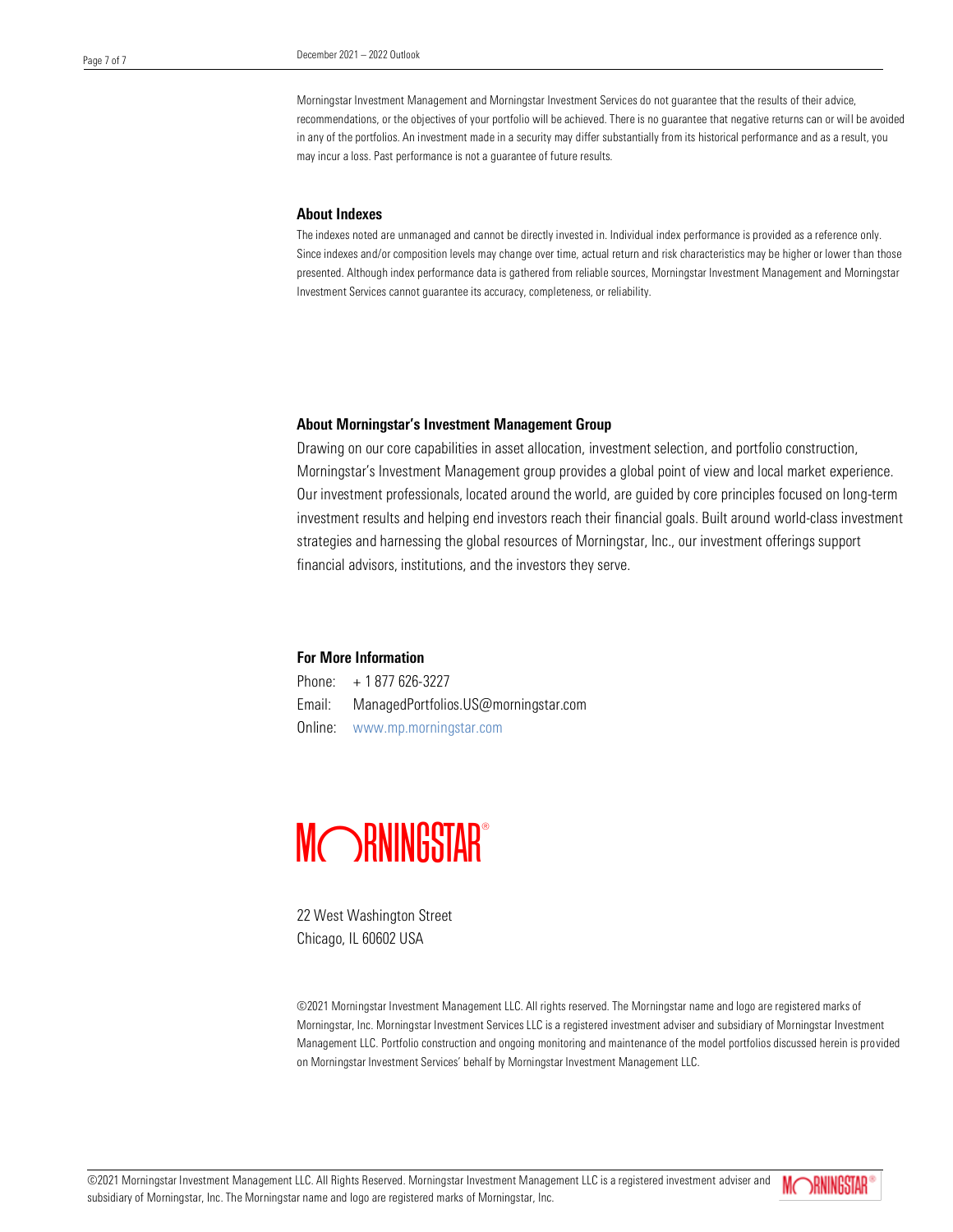Morningstar Investment Management and Morningstar Investment Services do not guarantee that the results of their advice, recommendations, or the objectives of your portfolio will be achieved. There is no guarantee that negative returns can or will be avoided in any of the portfolios. An investment made in a security may differ substantially from its historical performance and as a result, you may incur a loss. Past performance is not a guarantee of future results.

### About Indexes

The indexes noted are unmanaged and cannot be directly invested in. Individual index performance is provided as a reference only. Since indexes and/or composition levels may change over time, actual return and risk characteristics may be higher or lower than those presented. Although index performance data is gathered from reliable sources, Morningstar Investment Management and Morningstar Investment Services cannot guarantee its accuracy, completeness, or reliability.

### About Morningstar's Investment Management Group

Drawing on our core capabilities in asset allocation, investment selection, and portfolio construction, Morningstar's Investment Management group provides a global point of view and local market experience. Our investment professionals, located around the world, are guided by core principles focused on long-term investment results and helping end investors reach their financial goals. Built around world-class investment strategies and harnessing the global resources of Morningstar, Inc., our investment offerings support financial advisors, institutions, and the investors they serve.

### For More Information

Phone: + 1 877 626-3227
Email: ManagedPortfolios.US@morningstar.com
Online: www.mp.morningstar.com

MORNINGSTAR®

22 West Washington Street
Chicago, IL 60602 USA

©2021 Morningstar Investment Management LLC. All rights reserved. The Morningstar name and logo are registered marks of Morningstar, Inc. Morningstar Investment Services LLC is a registered investment adviser and subsidiary of Morningstar Investment Management LLC. Portfolio construction and ongoing monitoring and maintenance of the model portfolios discussed herein is provided on Morningstar Investment Services' behalf by Morningstar Investment Management LLC.